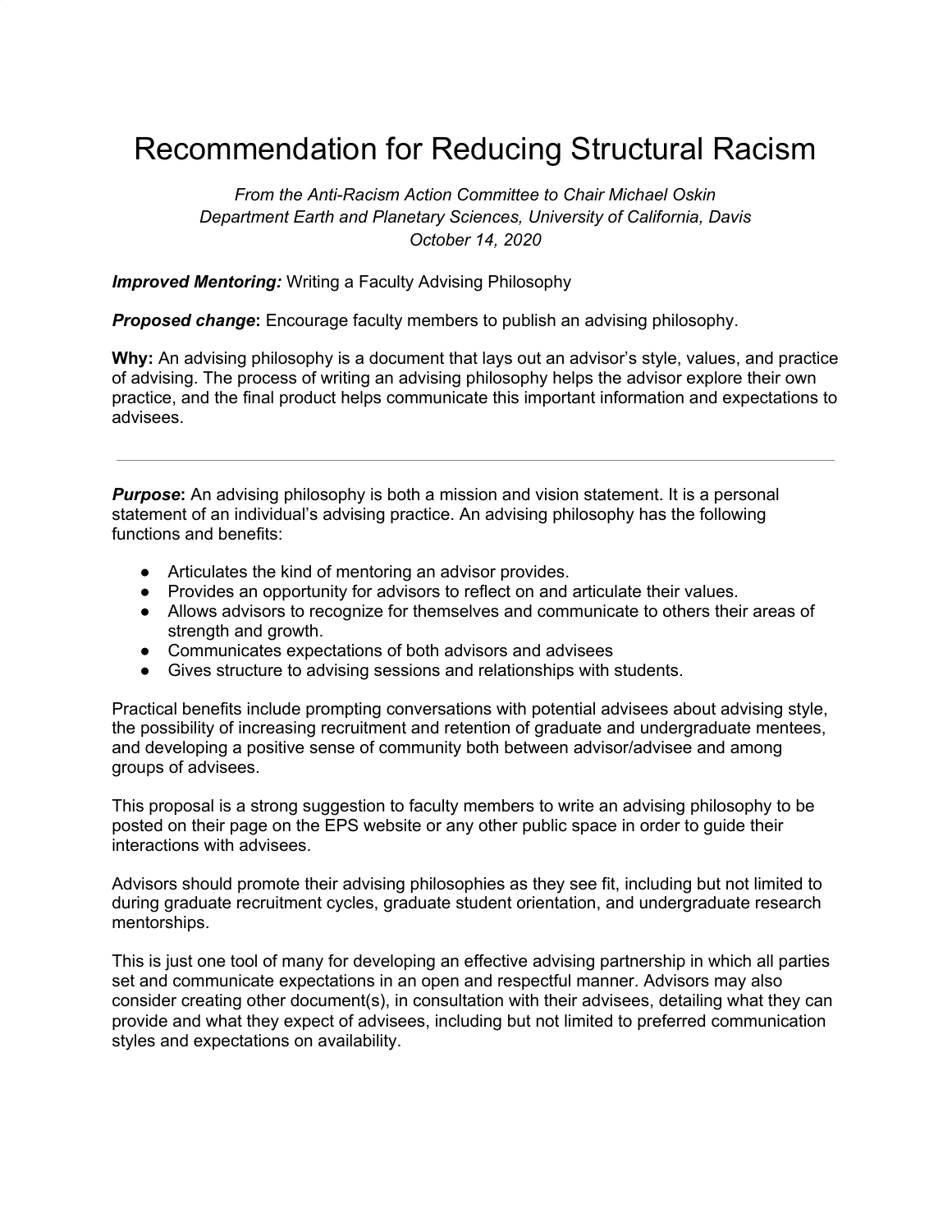# Recommendation for Reducing Structural Racism

*From the Anti-Racism Action Committee to Chair Michael Oskin*
*Department Earth and Planetary Sciences, University of California, Davis*
*October 14, 2020*

***Improved Mentoring:*** Writing a Faculty Advising Philosophy

***Proposed change*:** Encourage faculty members to publish an advising philosophy.

**Why:** An advising philosophy is a document that lays out an advisor's style, values, and practice of advising. The process of writing an advising philosophy helps the advisor explore their own practice, and the final product helps communicate this important information and expectations to advisees.

---

***Purpose*:** An advising philosophy is both a mission and vision statement. It is a personal statement of an individual's advising practice. An advising philosophy has the following functions and benefits:

- Articulates the kind of mentoring an advisor provides.
- Provides an opportunity for advisors to reflect on and articulate their values.
- Allows advisors to recognize for themselves and communicate to others their areas of strength and growth.
- Communicates expectations of both advisors and advisees
- Gives structure to advising sessions and relationships with students.

Practical benefits include prompting conversations with potential advisees about advising style, the possibility of increasing recruitment and retention of graduate and undergraduate mentees, and developing a positive sense of community both between advisor/advisee and among groups of advisees.

This proposal is a strong suggestion to faculty members to write an advising philosophy to be posted on their page on the EPS website or any other public space in order to guide their interactions with advisees.

Advisors should promote their advising philosophies as they see fit, including but not limited to during graduate recruitment cycles, graduate student orientation, and undergraduate research mentorships.

This is just one tool of many for developing an effective advising partnership in which all parties set and communicate expectations in an open and respectful manner. Advisors may also consider creating other document(s), in consultation with their advisees, detailing what they can provide and what they expect of advisees, including but not limited to preferred communication styles and expectations on availability.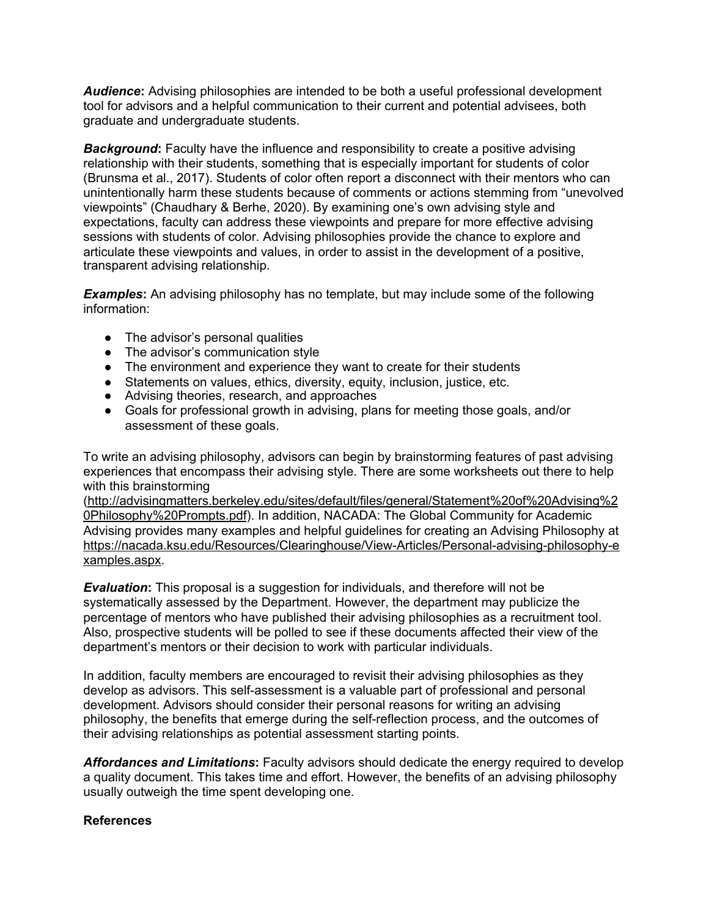***Audience*:** Advising philosophies are intended to be both a useful professional development tool for advisors and a helpful communication to their current and potential advisees, both graduate and undergraduate students.

***Background*:** Faculty have the influence and responsibility to create a positive advising relationship with their students, something that is especially important for students of color (Brunsma et al., 2017). Students of color often report a disconnect with their mentors who can unintentionally harm these students because of comments or actions stemming from "unevolved viewpoints" (Chaudhary & Berhe, 2020). By examining one's own advising style and expectations, faculty can address these viewpoints and prepare for more effective advising sessions with students of color. Advising philosophies provide the chance to explore and articulate these viewpoints and values, in order to assist in the development of a positive, transparent advising relationship.

***Examples*:** An advising philosophy has no template, but may include some of the following information:

- The advisor's personal qualities
- The advisor's communication style
- The environment and experience they want to create for their students
- Statements on values, ethics, diversity, equity, inclusion, justice, etc.
- Advising theories, research, and approaches
- Goals for professional growth in advising, plans for meeting those goals, and/or assessment of these goals.

To write an advising philosophy, advisors can begin by brainstorming features of past advising experiences that encompass their advising style. There are some worksheets out there to help with this brainstorming (http://advisingmatters.berkeley.edu/sites/default/files/general/Statement%20of%20Advising%20Philosophy%20Prompts.pdf). In addition, NACADA: The Global Community for Academic Advising provides many examples and helpful guidelines for creating an Advising Philosophy at https://nacada.ksu.edu/Resources/Clearinghouse/View-Articles/Personal-advising-philosophy-examples.aspx.

***Evaluation*:** This proposal is a suggestion for individuals, and therefore will not be systematically assessed by the Department. However, the department may publicize the percentage of mentors who have published their advising philosophies as a recruitment tool. Also, prospective students will be polled to see if these documents affected their view of the department's mentors or their decision to work with particular individuals.

In addition, faculty members are encouraged to revisit their advising philosophies as they develop as advisors. This self-assessment is a valuable part of professional and personal development. Advisors should consider their personal reasons for writing an advising philosophy, the benefits that emerge during the self-reflection process, and the outcomes of their advising relationships as potential assessment starting points.

***Affordances and Limitations*:** Faculty advisors should dedicate the energy required to develop a quality document. This takes time and effort. However, the benefits of an advising philosophy usually outweigh the time spent developing one.

**References**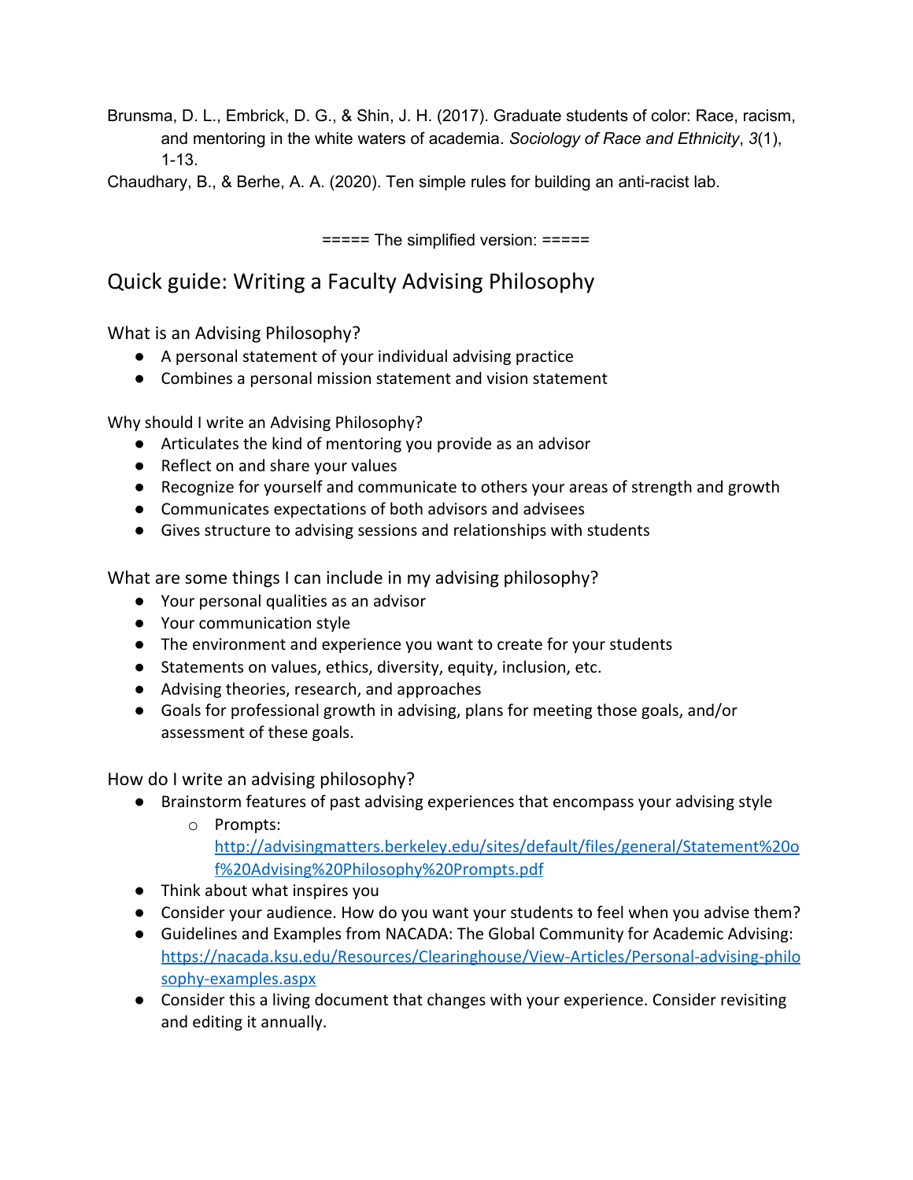Brunsma, D. L., Embrick, D. G., & Shin, J. H. (2017). Graduate students of color: Race, racism, and mentoring in the white waters of academia. *Sociology of Race and Ethnicity*, *3*(1), 1-13.

Chaudhary, B., & Berhe, A. A. (2020). Ten simple rules for building an anti-racist lab.

===== The simplified version: =====

# Quick guide: Writing a Faculty Advising Philosophy

## What is an Advising Philosophy?

- A personal statement of your individual advising practice
- Combines a personal mission statement and vision statement

## Why should I write an Advising Philosophy?

- Articulates the kind of mentoring you provide as an advisor
- Reflect on and share your values
- Recognize for yourself and communicate to others your areas of strength and growth
- Communicates expectations of both advisors and advisees
- Gives structure to advising sessions and relationships with students

## What are some things I can include in my advising philosophy?

- Your personal qualities as an advisor
- Your communication style
- The environment and experience you want to create for your students
- Statements on values, ethics, diversity, equity, inclusion, etc.
- Advising theories, research, and approaches
- Goals for professional growth in advising, plans for meeting those goals, and/or assessment of these goals.

## How do I write an advising philosophy?

- Brainstorm features of past advising experiences that encompass your advising style
  - Prompts: http://advisingmatters.berkeley.edu/sites/default/files/general/Statement%20of%20Advising%20Philosophy%20Prompts.pdf
- Think about what inspires you
- Consider your audience. How do you want your students to feel when you advise them?
- Guidelines and Examples from NACADA: The Global Community for Academic Advising: https://nacada.ksu.edu/Resources/Clearinghouse/View-Articles/Personal-advising-philosophy-examples.aspx
- Consider this a living document that changes with your experience. Consider revisiting and editing it annually.